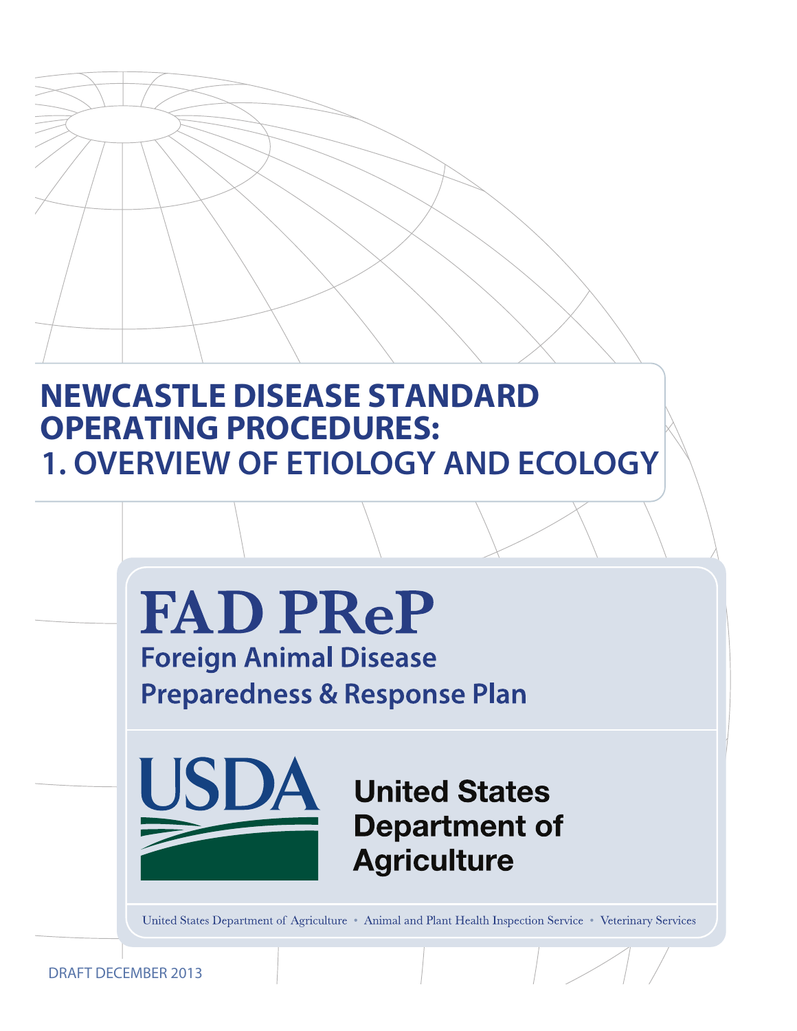# NEWCASTLE DISEASE STANDARD OPERATING PROCEDURES: 1. OVERVIEW OF ETIOLOGY AND ECOLOGY

**FAD PReP**

**Foreign Animal Disease Preparedness & Response Plan**

USDA

**United States Department of Agriculture**

United States Department of Agriculture • Animal and Plant Health Inspection Service • Veterinary Services

DRAFT DECEMBER 2013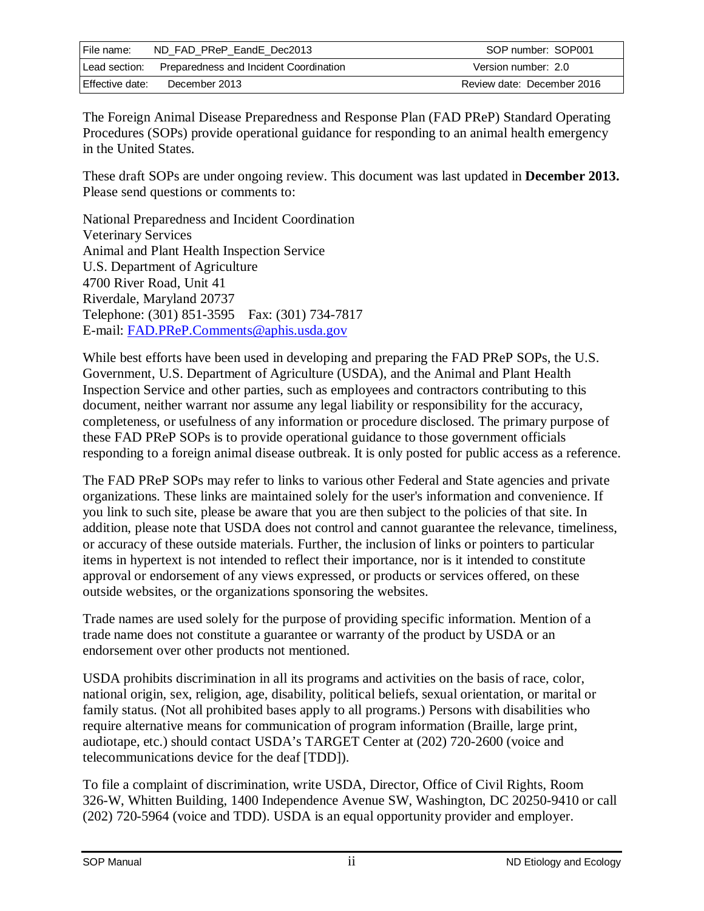| File name: | ND_FAD_PReP_EandE_Dec2013 | SOP number: SOP001 |
| --- | --- | --- |
| Lead section: | Preparedness and Incident Coordination | Version number: 2.0 |
| Effective date: | December 2013 | Review date: December 2016 |

The Foreign Animal Disease Preparedness and Response Plan (FAD PReP) Standard Operating Procedures (SOPs) provide operational guidance for responding to an animal health emergency in the United States.

These draft SOPs are under ongoing review. This document was last updated in **December 2013.** Please send questions or comments to:

National Preparedness and Incident Coordination
Veterinary Services
Animal and Plant Health Inspection Service
U.S. Department of Agriculture
4700 River Road, Unit 41
Riverdale, Maryland 20737
Telephone: (301) 851-3595 Fax: (301) 734-7817
E-mail: FAD.PReP.Comments@aphis.usda.gov

While best efforts have been used in developing and preparing the FAD PReP SOPs, the U.S. Government, U.S. Department of Agriculture (USDA), and the Animal and Plant Health Inspection Service and other parties, such as employees and contractors contributing to this document, neither warrant nor assume any legal liability or responsibility for the accuracy, completeness, or usefulness of any information or procedure disclosed. The primary purpose of these FAD PReP SOPs is to provide operational guidance to those government officials responding to a foreign animal disease outbreak. It is only posted for public access as a reference.

The FAD PReP SOPs may refer to links to various other Federal and State agencies and private organizations. These links are maintained solely for the user's information and convenience. If you link to such site, please be aware that you are then subject to the policies of that site. In addition, please note that USDA does not control and cannot guarantee the relevance, timeliness, or accuracy of these outside materials. Further, the inclusion of links or pointers to particular items in hypertext is not intended to reflect their importance, nor is it intended to constitute approval or endorsement of any views expressed, or products or services offered, on these outside websites, or the organizations sponsoring the websites.

Trade names are used solely for the purpose of providing specific information. Mention of a trade name does not constitute a guarantee or warranty of the product by USDA or an endorsement over other products not mentioned.

USDA prohibits discrimination in all its programs and activities on the basis of race, color, national origin, sex, religion, age, disability, political beliefs, sexual orientation, or marital or family status. (Not all prohibited bases apply to all programs.) Persons with disabilities who require alternative means for communication of program information (Braille, large print, audiotape, etc.) should contact USDA's TARGET Center at (202) 720-2600 (voice and telecommunications device for the deaf [TDD]).

To file a complaint of discrimination, write USDA, Director, Office of Civil Rights, Room 326-W, Whitten Building, 1400 Independence Avenue SW, Washington, DC 20250-9410 or call (202) 720-5964 (voice and TDD). USDA is an equal opportunity provider and employer.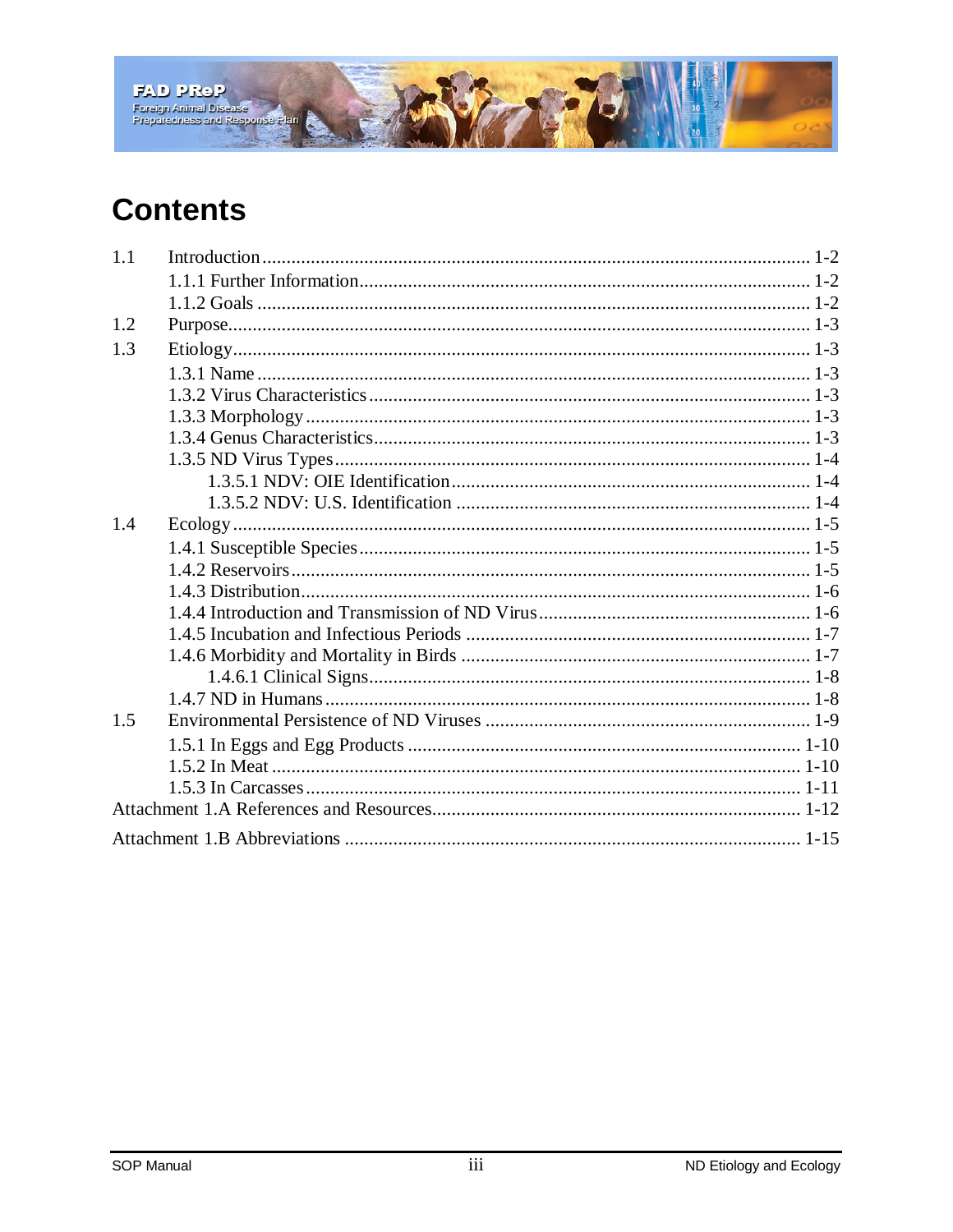# Contents

- 1.1 Introduction ........ 1-2
  - 1.1.1 Further Information ........ 1-2
  - 1.1.2 Goals ........ 1-2
- 1.2 Purpose ........ 1-3
- 1.3 Etiology ........ 1-3
  - 1.3.1 Name ........ 1-3
  - 1.3.2 Virus Characteristics ........ 1-3
  - 1.3.3 Morphology ........ 1-3
  - 1.3.4 Genus Characteristics ........ 1-3
  - 1.3.5 ND Virus Types ........ 1-4
    - 1.3.5.1 NDV: OIE Identification ........ 1-4
    - 1.3.5.2 NDV: U.S. Identification ........ 1-4
- 1.4 Ecology ........ 1-5
  - 1.4.1 Susceptible Species ........ 1-5
  - 1.4.2 Reservoirs ........ 1-5
  - 1.4.3 Distribution ........ 1-6
  - 1.4.4 Introduction and Transmission of ND Virus ........ 1-6
  - 1.4.5 Incubation and Infectious Periods ........ 1-7
  - 1.4.6 Morbidity and Mortality in Birds ........ 1-7
    - 1.4.6.1 Clinical Signs ........ 1-8
  - 1.4.7 ND in Humans ........ 1-8
- 1.5 Environmental Persistence of ND Viruses ........ 1-9
  - 1.5.1 In Eggs and Egg Products ........ 1-10
  - 1.5.2 In Meat ........ 1-10
  - 1.5.3 In Carcasses ........ 1-11

Attachment 1.A References and Resources ........ 1-12

Attachment 1.B Abbreviations ........ 1-15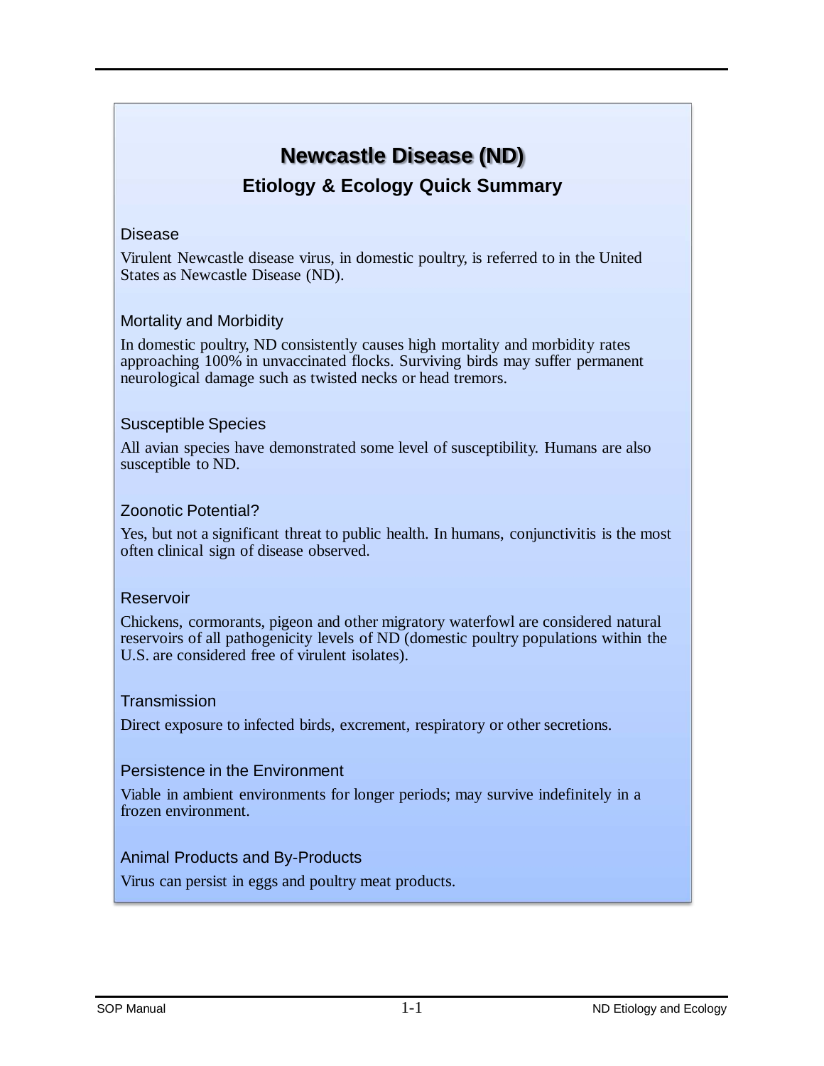# Newcastle Disease (ND)

## Etiology & Ecology Quick Summary

### Disease

Virulent Newcastle disease virus, in domestic poultry, is referred to in the United States as Newcastle Disease (ND).

### Mortality and Morbidity

In domestic poultry, ND consistently causes high mortality and morbidity rates approaching 100% in unvaccinated flocks. Surviving birds may suffer permanent neurological damage such as twisted necks or head tremors.

### Susceptible Species

All avian species have demonstrated some level of susceptibility. Humans are also susceptible to ND.

### Zoonotic Potential?

Yes, but not a significant threat to public health. In humans, conjunctivitis is the most often clinical sign of disease observed.

### Reservoir

Chickens, cormorants, pigeon and other migratory waterfowl are considered natural reservoirs of all pathogenicity levels of ND (domestic poultry populations within the U.S. are considered free of virulent isolates).

### Transmission

Direct exposure to infected birds, excrement, respiratory or other secretions.

### Persistence in the Environment

Viable in ambient environments for longer periods; may survive indefinitely in a frozen environment.

### Animal Products and By-Products

Virus can persist in eggs and poultry meat products.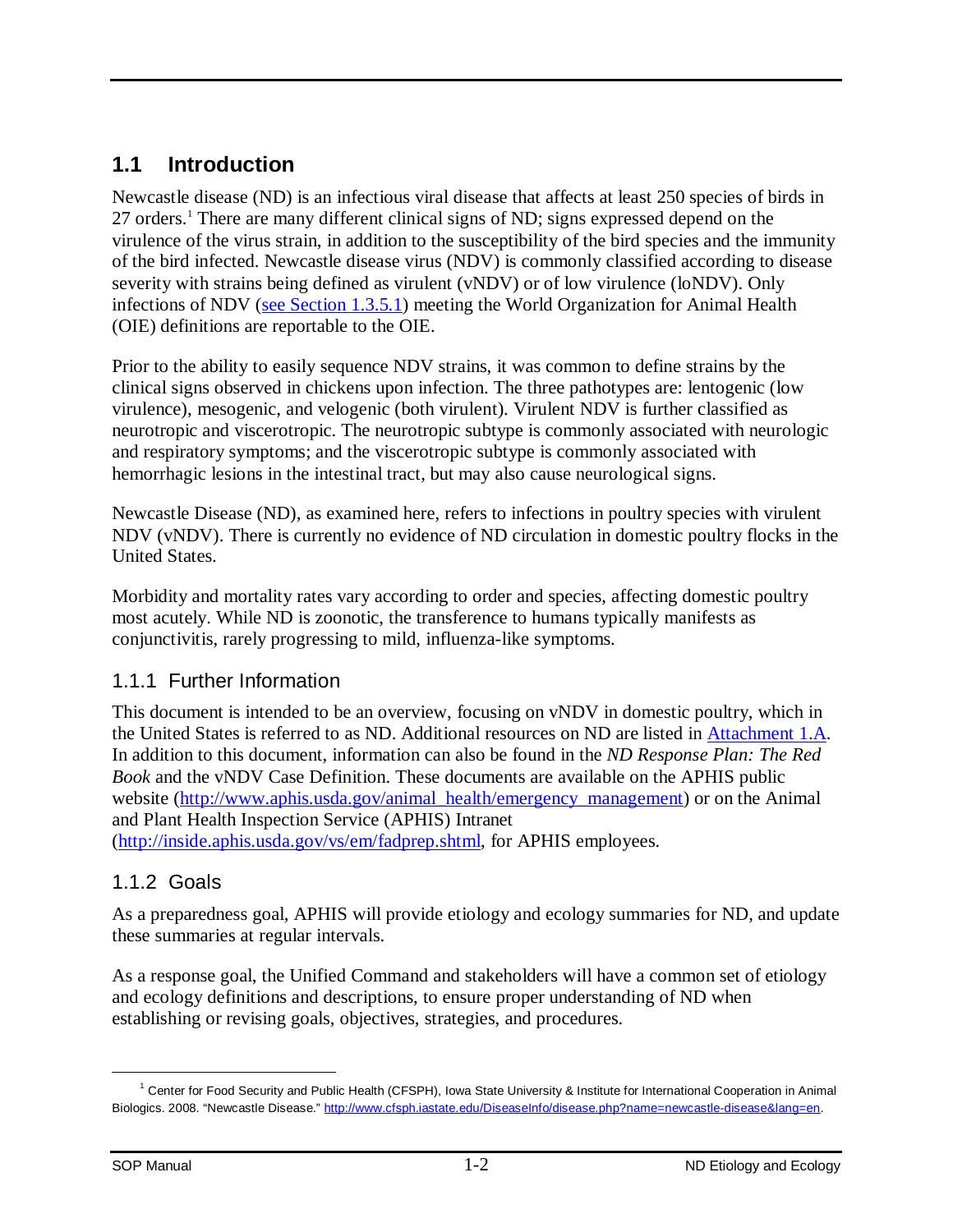## 1.1 Introduction

Newcastle disease (ND) is an infectious viral disease that affects at least 250 species of birds in 27 orders.[1] There are many different clinical signs of ND; signs expressed depend on the virulence of the virus strain, in addition to the susceptibility of the bird species and the immunity of the bird infected. Newcastle disease virus (NDV) is commonly classified according to disease severity with strains being defined as virulent (vNDV) or of low virulence (loNDV). Only infections of NDV (see Section 1.3.5.1) meeting the World Organization for Animal Health (OIE) definitions are reportable to the OIE.

Prior to the ability to easily sequence NDV strains, it was common to define strains by the clinical signs observed in chickens upon infection. The three pathotypes are: lentogenic (low virulence), mesogenic, and velogenic (both virulent). Virulent NDV is further classified as neurotropic and viscerotropic. The neurotropic subtype is commonly associated with neurologic and respiratory symptoms; and the viscerotropic subtype is commonly associated with hemorrhagic lesions in the intestinal tract, but may also cause neurological signs.

Newcastle Disease (ND), as examined here, refers to infections in poultry species with virulent NDV (vNDV). There is currently no evidence of ND circulation in domestic poultry flocks in the United States.

Morbidity and mortality rates vary according to order and species, affecting domestic poultry most acutely. While ND is zoonotic, the transference to humans typically manifests as conjunctivitis, rarely progressing to mild, influenza-like symptoms.

### 1.1.1 Further Information

This document is intended to be an overview, focusing on vNDV in domestic poultry, which in the United States is referred to as ND. Additional resources on ND are listed in Attachment 1.A. In addition to this document, information can also be found in the *ND Response Plan: The Red Book* and the vNDV Case Definition. These documents are available on the APHIS public website (http://www.aphis.usda.gov/animal_health/emergency_management) or on the Animal and Plant Health Inspection Service (APHIS) Intranet (http://inside.aphis.usda.gov/vs/em/fadprep.shtml, for APHIS employees.

### 1.1.2 Goals

As a preparedness goal, APHIS will provide etiology and ecology summaries for ND, and update these summaries at regular intervals.

As a response goal, the Unified Command and stakeholders will have a common set of etiology and ecology definitions and descriptions, to ensure proper understanding of ND when establishing or revising goals, objectives, strategies, and procedures.

---

[1] Center for Food Security and Public Health (CFSPH), Iowa State University & Institute for International Cooperation in Animal Biologics. 2008. "Newcastle Disease." http://www.cfsph.iastate.edu/DiseaseInfo/disease.php?name=newcastle-disease&lang=en.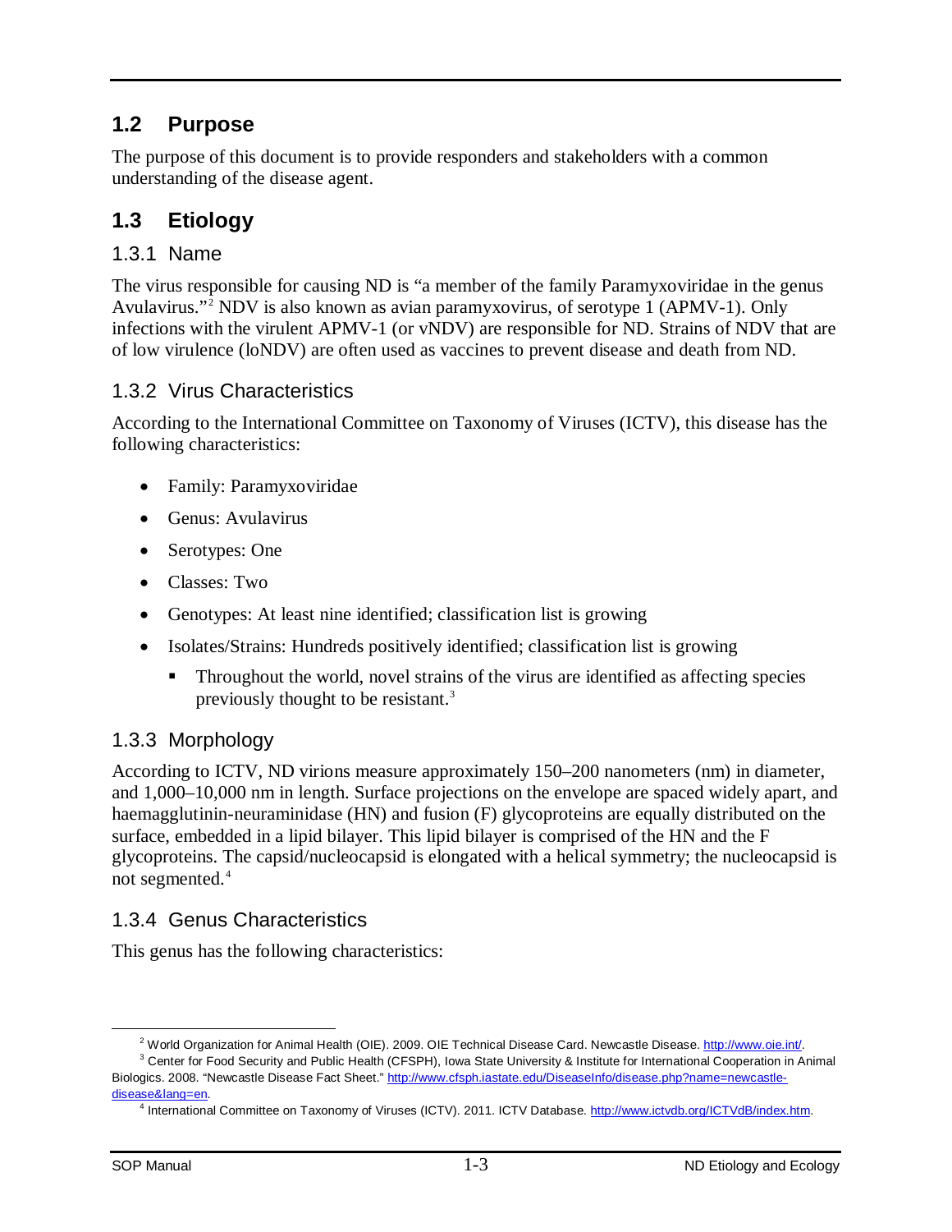## 1.2 Purpose

The purpose of this document is to provide responders and stakeholders with a common understanding of the disease agent.

## 1.3 Etiology

### 1.3.1 Name

The virus responsible for causing ND is "a member of the family Paramyxoviridae in the genus Avulavirus."[2] NDV is also known as avian paramyxovirus, of serotype 1 (APMV-1). Only infections with the virulent APMV-1 (or vNDV) are responsible for ND. Strains of NDV that are of low virulence (loNDV) are often used as vaccines to prevent disease and death from ND.

### 1.3.2 Virus Characteristics

According to the International Committee on Taxonomy of Viruses (ICTV), this disease has the following characteristics:

- Family: Paramyxoviridae
- Genus: Avulavirus
- Serotypes: One
- Classes: Two
- Genotypes: At least nine identified; classification list is growing
- Isolates/Strains: Hundreds positively identified; classification list is growing
  - Throughout the world, novel strains of the virus are identified as affecting species previously thought to be resistant.[3]

### 1.3.3 Morphology

According to ICTV, ND virions measure approximately 150–200 nanometers (nm) in diameter, and 1,000–10,000 nm in length. Surface projections on the envelope are spaced widely apart, and haemagglutinin-neuraminidase (HN) and fusion (F) glycoproteins are equally distributed on the surface, embedded in a lipid bilayer. This lipid bilayer is comprised of the HN and the F glycoproteins. The capsid/nucleocapsid is elongated with a helical symmetry; the nucleocapsid is not segmented.[4]

### 1.3.4 Genus Characteristics

This genus has the following characteristics:

---

[2] World Organization for Animal Health (OIE). 2009. OIE Technical Disease Card. Newcastle Disease. http://www.oie.int/.

[3] Center for Food Security and Public Health (CFSPH), Iowa State University & Institute for International Cooperation in Animal Biologics. 2008. "Newcastle Disease Fact Sheet." http://www.cfsph.iastate.edu/DiseaseInfo/disease.php?name=newcastle-disease&lang=en.

[4] International Committee on Taxonomy of Viruses (ICTV). 2011. ICTV Database. http://www.ictvdb.org/ICTVdB/index.htm.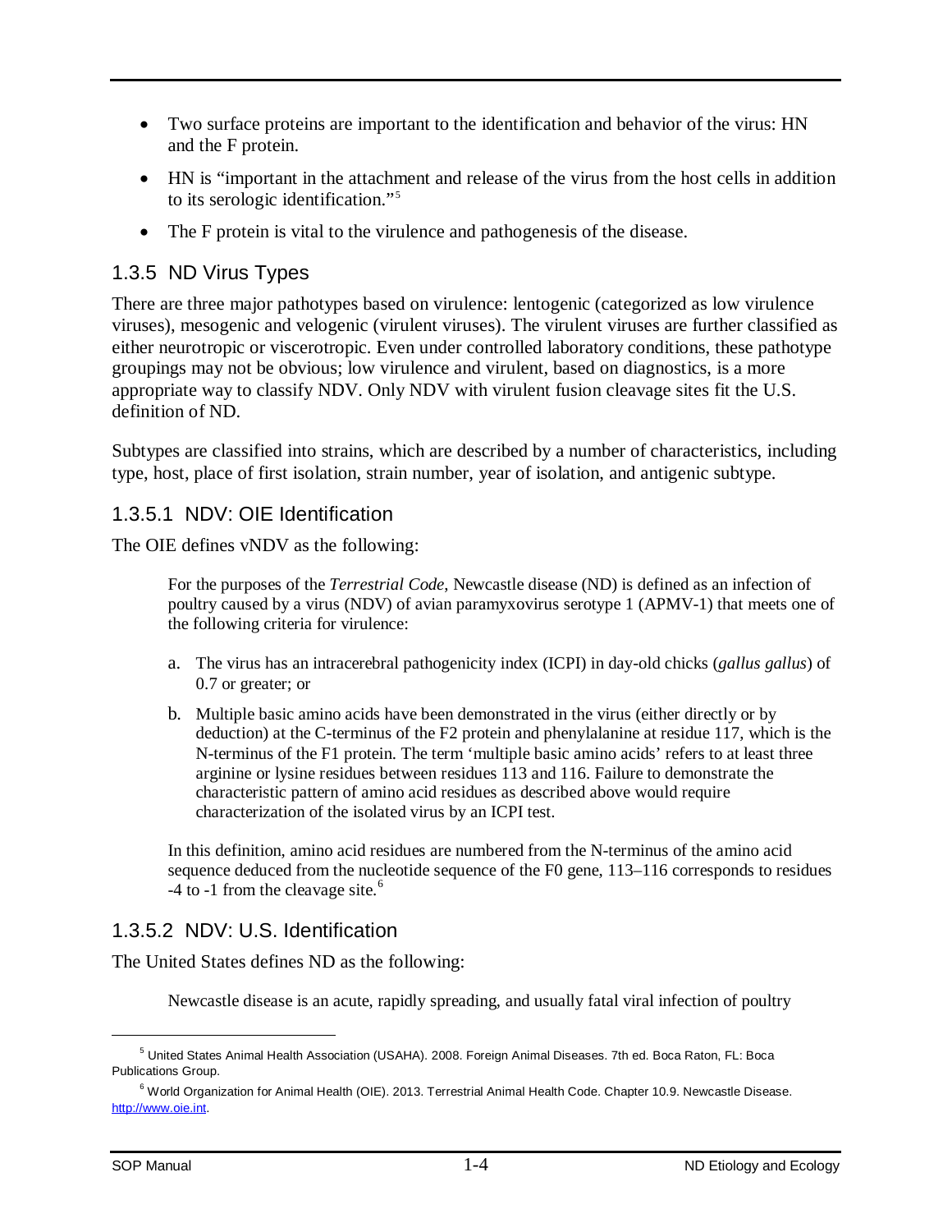- Two surface proteins are important to the identification and behavior of the virus: HN and the F protein.
- HN is "important in the attachment and release of the virus from the host cells in addition to its serologic identification."[5]
- The F protein is vital to the virulence and pathogenesis of the disease.

### 1.3.5 ND Virus Types

There are three major pathotypes based on virulence: lentogenic (categorized as low virulence viruses), mesogenic and velogenic (virulent viruses). The virulent viruses are further classified as either neurotropic or viscerotropic. Even under controlled laboratory conditions, these pathotype groupings may not be obvious; low virulence and virulent, based on diagnostics, is a more appropriate way to classify NDV. Only NDV with virulent fusion cleavage sites fit the U.S. definition of ND.

Subtypes are classified into strains, which are described by a number of characteristics, including type, host, place of first isolation, strain number, year of isolation, and antigenic subtype.

#### 1.3.5.1 NDV: OIE Identification

The OIE defines vNDV as the following:

> For the purposes of the *Terrestrial Code*, Newcastle disease (ND) is defined as an infection of poultry caused by a virus (NDV) of avian paramyxovirus serotype 1 (APMV-1) that meets one of the following criteria for virulence:
>
> a. The virus has an intracerebral pathogenicity index (ICPI) in day-old chicks (*gallus gallus*) of 0.7 or greater; or
>
> b. Multiple basic amino acids have been demonstrated in the virus (either directly or by deduction) at the C-terminus of the F2 protein and phenylalanine at residue 117, which is the N-terminus of the F1 protein. The term 'multiple basic amino acids' refers to at least three arginine or lysine residues between residues 113 and 116. Failure to demonstrate the characteristic pattern of amino acid residues as described above would require characterization of the isolated virus by an ICPI test.
>
> In this definition, amino acid residues are numbered from the N-terminus of the amino acid sequence deduced from the nucleotide sequence of the F0 gene, 113–116 corresponds to residues -4 to -1 from the cleavage site.[6]

#### 1.3.5.2 NDV: U.S. Identification

The United States defines ND as the following:

> Newcastle disease is an acute, rapidly spreading, and usually fatal viral infection of poultry

---

[5] United States Animal Health Association (USAHA). 2008. Foreign Animal Diseases. 7th ed. Boca Raton, FL: Boca Publications Group.

[6] World Organization for Animal Health (OIE). 2013. Terrestrial Animal Health Code. Chapter 10.9. Newcastle Disease. http://www.oie.int.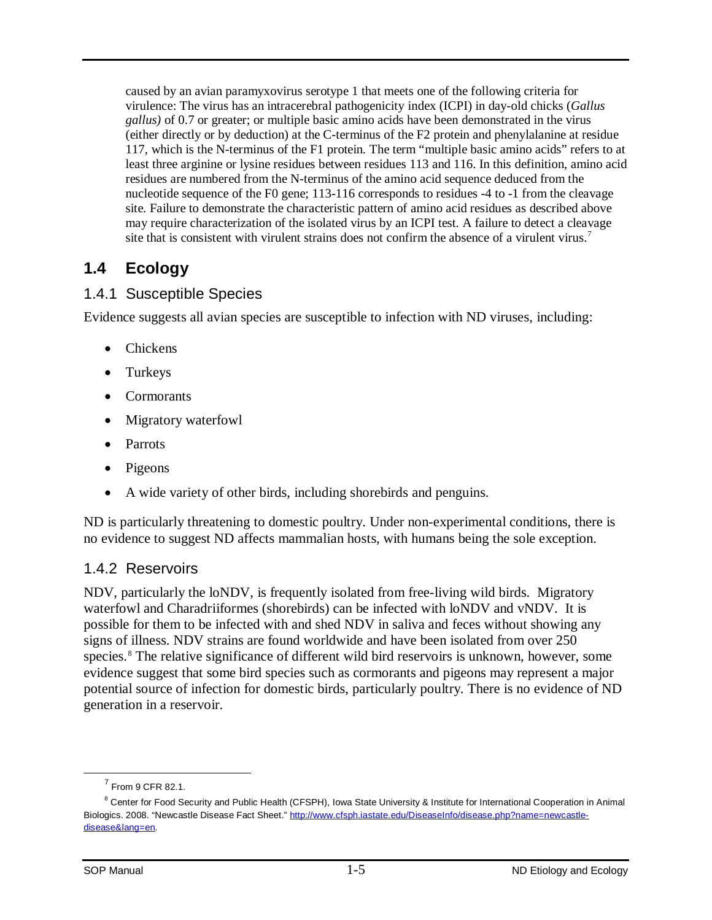caused by an avian paramyxovirus serotype 1 that meets one of the following criteria for virulence: The virus has an intracerebral pathogenicity index (ICPI) in day-old chicks (*Gallus gallus)* of 0.7 or greater; or multiple basic amino acids have been demonstrated in the virus (either directly or by deduction) at the C-terminus of the F2 protein and phenylalanine at residue 117, which is the N-terminus of the F1 protein. The term "multiple basic amino acids" refers to at least three arginine or lysine residues between residues 113 and 116. In this definition, amino acid residues are numbered from the N-terminus of the amino acid sequence deduced from the nucleotide sequence of the F0 gene; 113-116 corresponds to residues -4 to -1 from the cleavage site. Failure to demonstrate the characteristic pattern of amino acid residues as described above may require characterization of the isolated virus by an ICPI test. A failure to detect a cleavage site that is consistent with virulent strains does not confirm the absence of a virulent virus.[7]

## 1.4 Ecology

### 1.4.1 Susceptible Species

Evidence suggests all avian species are susceptible to infection with ND viruses, including:

- Chickens
- Turkeys
- Cormorants
- Migratory waterfowl
- Parrots
- Pigeons
- A wide variety of other birds, including shorebirds and penguins.

ND is particularly threatening to domestic poultry. Under non-experimental conditions, there is no evidence to suggest ND affects mammalian hosts, with humans being the sole exception.

### 1.4.2 Reservoirs

NDV, particularly the loNDV, is frequently isolated from free-living wild birds. Migratory waterfowl and Charadriiformes (shorebirds) can be infected with loNDV and vNDV. It is possible for them to be infected with and shed NDV in saliva and feces without showing any signs of illness. NDV strains are found worldwide and have been isolated from over 250 species.[8] The relative significance of different wild bird reservoirs is unknown, however, some evidence suggest that some bird species such as cormorants and pigeons may represent a major potential source of infection for domestic birds, particularly poultry. There is no evidence of ND generation in a reservoir.

---

[7] From 9 CFR 82.1.

[8] Center for Food Security and Public Health (CFSPH), Iowa State University & Institute for International Cooperation in Animal Biologics. 2008. "Newcastle Disease Fact Sheet." http://www.cfsph.iastate.edu/DiseaseInfo/disease.php?name=newcastle-disease&lang=en.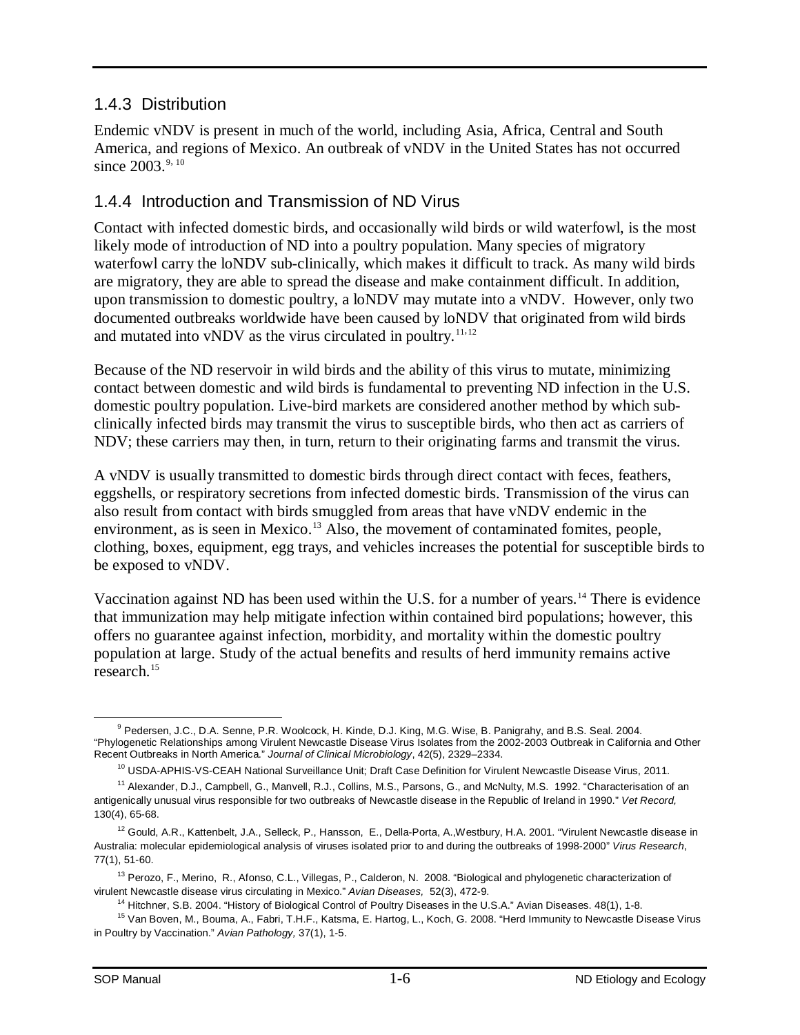### 1.4.3 Distribution

Endemic vNDV is present in much of the world, including Asia, Africa, Central and South America, and regions of Mexico. An outbreak of vNDV in the United States has not occurred since 2003.[9, 10]

### 1.4.4 Introduction and Transmission of ND Virus

Contact with infected domestic birds, and occasionally wild birds or wild waterfowl, is the most likely mode of introduction of ND into a poultry population. Many species of migratory waterfowl carry the loNDV sub-clinically, which makes it difficult to track. As many wild birds are migratory, they are able to spread the disease and make containment difficult. In addition, upon transmission to domestic poultry, a loNDV may mutate into a vNDV. However, only two documented outbreaks worldwide have been caused by loNDV that originated from wild birds and mutated into vNDV as the virus circulated in poultry.[11,12]

Because of the ND reservoir in wild birds and the ability of this virus to mutate, minimizing contact between domestic and wild birds is fundamental to preventing ND infection in the U.S. domestic poultry population. Live-bird markets are considered another method by which sub-clinically infected birds may transmit the virus to susceptible birds, who then act as carriers of NDV; these carriers may then, in turn, return to their originating farms and transmit the virus.

A vNDV is usually transmitted to domestic birds through direct contact with feces, feathers, eggshells, or respiratory secretions from infected domestic birds. Transmission of the virus can also result from contact with birds smuggled from areas that have vNDV endemic in the environment, as is seen in Mexico.[13] Also, the movement of contaminated fomites, people, clothing, boxes, equipment, egg trays, and vehicles increases the potential for susceptible birds to be exposed to vNDV.

Vaccination against ND has been used within the U.S. for a number of years.[14] There is evidence that immunization may help mitigate infection within contained bird populations; however, this offers no guarantee against infection, morbidity, and mortality within the domestic poultry population at large. Study of the actual benefits and results of herd immunity remains active research.[15]

---

[9] Pedersen, J.C., D.A. Senne, P.R. Woolcock, H. Kinde, D.J. King, M.G. Wise, B. Panigrahy, and B.S. Seal. 2004. "Phylogenetic Relationships among Virulent Newcastle Disease Virus Isolates from the 2002-2003 Outbreak in California and Other Recent Outbreaks in North America." *Journal of Clinical Microbiology*, 42(5), 2329–2334.

[10] USDA-APHIS-VS-CEAH National Surveillance Unit; Draft Case Definition for Virulent Newcastle Disease Virus, 2011.

[11] Alexander, D.J., Campbell, G., Manvell, R.J., Collins, M.S., Parsons, G., and McNulty, M.S. 1992. "Characterisation of an antigenically unusual virus responsible for two outbreaks of Newcastle disease in the Republic of Ireland in 1990." *Vet Record,* 130(4), 65-68.

[12] Gould, A.R., Kattenbelt, J.A., Selleck, P., Hansson, E., Della-Porta, A.,Westbury, H.A. 2001. "Virulent Newcastle disease in Australia: molecular epidemiological analysis of viruses isolated prior to and during the outbreaks of 1998-2000" *Virus Research*, 77(1), 51-60.

[13] Perozo, F., Merino, R., Afonso, C.L., Villegas, P., Calderon, N. 2008. "Biological and phylogenetic characterization of virulent Newcastle disease virus circulating in Mexico." *Avian Diseases,* 52(3), 472-9.

[14] Hitchner, S.B. 2004. "History of Biological Control of Poultry Diseases in the U.S.A." Avian Diseases. 48(1), 1-8.

[15] Van Boven, M., Bouma, A., Fabri, T.H.F., Katsma, E. Hartog, L., Koch, G. 2008. "Herd Immunity to Newcastle Disease Virus in Poultry by Vaccination." *Avian Pathology,* 37(1), 1-5.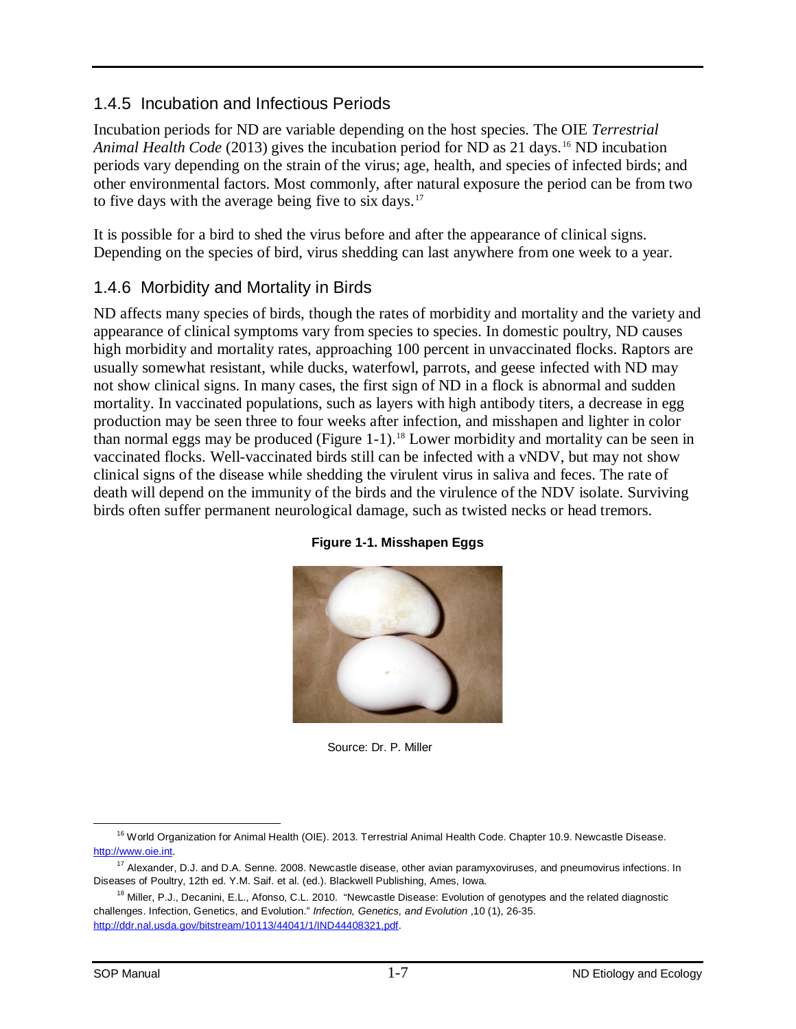## 1.4.5 Incubation and Infectious Periods

Incubation periods for ND are variable depending on the host species. The OIE *Terrestrial Animal Health Code* (2013) gives the incubation period for ND as 21 days.[16] ND incubation periods vary depending on the strain of the virus; age, health, and species of infected birds; and other environmental factors. Most commonly, after natural exposure the period can be from two to five days with the average being five to six days.[17]

It is possible for a bird to shed the virus before and after the appearance of clinical signs. Depending on the species of bird, virus shedding can last anywhere from one week to a year.

## 1.4.6 Morbidity and Mortality in Birds

ND affects many species of birds, though the rates of morbidity and mortality and the variety and appearance of clinical symptoms vary from species to species. In domestic poultry, ND causes high morbidity and mortality rates, approaching 100 percent in unvaccinated flocks. Raptors are usually somewhat resistant, while ducks, waterfowl, parrots, and geese infected with ND may not show clinical signs. In many cases, the first sign of ND in a flock is abnormal and sudden mortality. In vaccinated populations, such as layers with high antibody titers, a decrease in egg production may be seen three to four weeks after infection, and misshapen and lighter in color than normal eggs may be produced (Figure 1-1).[18] Lower morbidity and mortality can be seen in vaccinated flocks. Well-vaccinated birds still can be infected with a vNDV, but may not show clinical signs of the disease while shedding the virulent virus in saliva and feces. The rate of death will depend on the immunity of the birds and the virulence of the NDV isolate. Surviving birds often suffer permanent neurological damage, such as twisted necks or head tremors.

**Figure 1-1. Misshapen Eggs**

Source: Dr. P. Miller

---

[16] World Organization for Animal Health (OIE). 2013. Terrestrial Animal Health Code. Chapter 10.9. Newcastle Disease. http://www.oie.int.

[17] Alexander, D.J. and D.A. Senne. 2008. Newcastle disease, other avian paramyxoviruses, and pneumovirus infections. In Diseases of Poultry, 12th ed. Y.M. Saif. et al. (ed.). Blackwell Publishing, Ames, Iowa.

[18] Miller, P.J., Decanini, E.L., Afonso, C.L. 2010. "Newcastle Disease: Evolution of genotypes and the related diagnostic challenges. Infection, Genetics, and Evolution." *Infection, Genetics, and Evolution* ,10 (1), 26-35. http://ddr.nal.usda.gov/bitstream/10113/44041/1/IND44408321.pdf.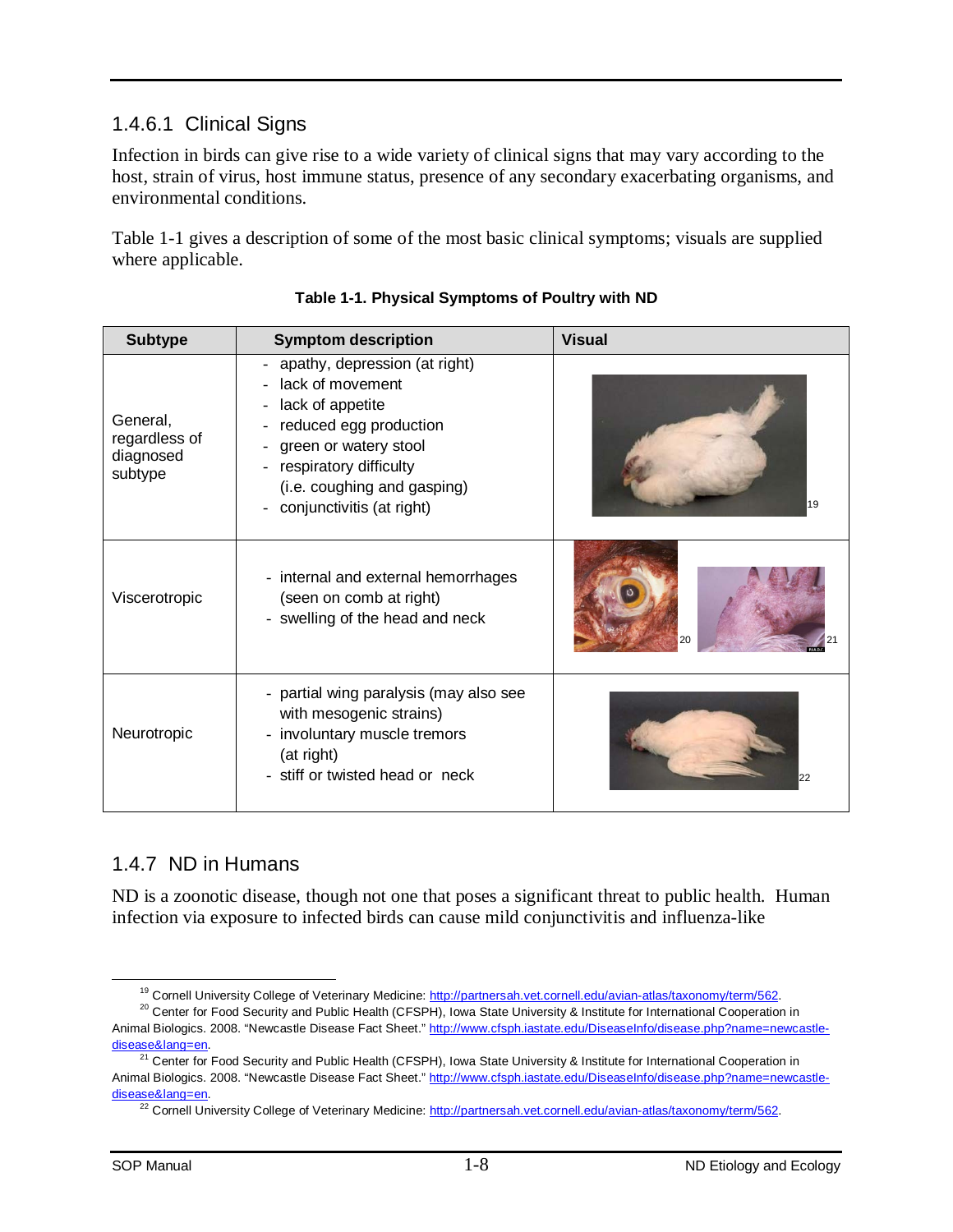### 1.4.6.1 Clinical Signs

Infection in birds can give rise to a wide variety of clinical signs that may vary according to the host, strain of virus, host immune status, presence of any secondary exacerbating organisms, and environmental conditions.

Table 1-1 gives a description of some of the most basic clinical symptoms; visuals are supplied where applicable.

**Table 1-1. Physical Symptoms of Poultry with ND**

| Subtype | Symptom description | Visual |
|---|---|---|
| General, regardless of diagnosed subtype | - apathy, depression (at right)<br>- lack of movement<br>- lack of appetite<br>- reduced egg production<br>- green or watery stool<br>- respiratory difficulty (i.e. coughing and gasping)<br>- conjunctivitis (at right) | [19] |
| Viscerotropic | - internal and external hemorrhages (seen on comb at right)<br>- swelling of the head and neck | [20] [21] |
| Neurotropic | - partial wing paralysis (may also see with mesogenic strains)<br>- involuntary muscle tremors (at right)<br>- stiff or twisted head or neck | [22] |

## 1.4.7 ND in Humans

ND is a zoonotic disease, though not one that poses a significant threat to public health. Human infection via exposure to infected birds can cause mild conjunctivitis and influenza-like

---

[19] Cornell University College of Veterinary Medicine: http://partnersah.vet.cornell.edu/avian-atlas/taxonomy/term/562.

[20] Center for Food Security and Public Health (CFSPH), Iowa State University & Institute for International Cooperation in Animal Biologics. 2008. "Newcastle Disease Fact Sheet." http://www.cfsph.iastate.edu/DiseaseInfo/disease.php?name=newcastle-disease&lang=en.

[21] Center for Food Security and Public Health (CFSPH), Iowa State University & Institute for International Cooperation in Animal Biologics. 2008. "Newcastle Disease Fact Sheet." http://www.cfsph.iastate.edu/DiseaseInfo/disease.php?name=newcastle-disease&lang=en.

[22] Cornell University College of Veterinary Medicine: http://partnersah.vet.cornell.edu/avian-atlas/taxonomy/term/562.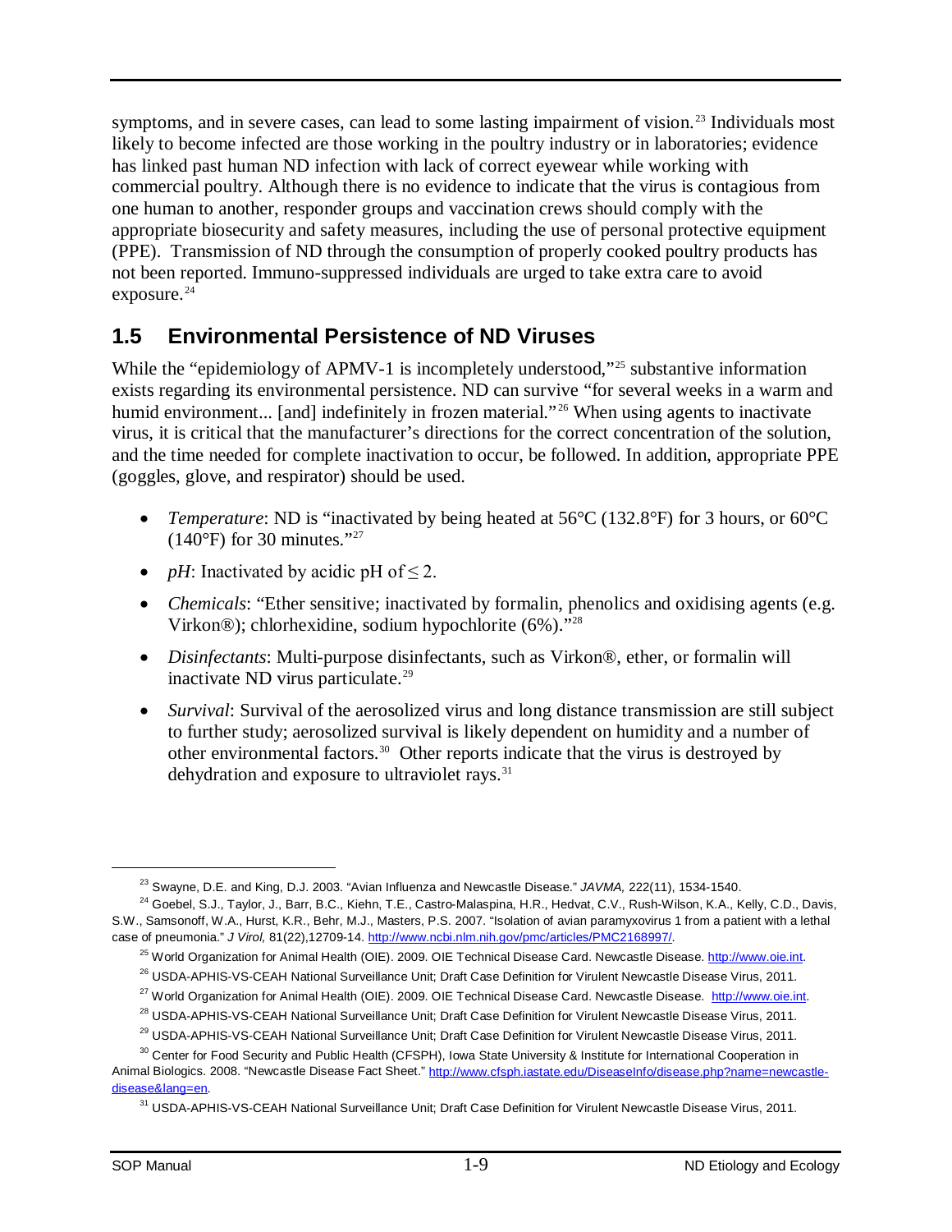symptoms, and in severe cases, can lead to some lasting impairment of vision.[23] Individuals most likely to become infected are those working in the poultry industry or in laboratories; evidence has linked past human ND infection with lack of correct eyewear while working with commercial poultry. Although there is no evidence to indicate that the virus is contagious from one human to another, responder groups and vaccination crews should comply with the appropriate biosecurity and safety measures, including the use of personal protective equipment (PPE). Transmission of ND through the consumption of properly cooked poultry products has not been reported. Immuno-suppressed individuals are urged to take extra care to avoid exposure.[24]

## 1.5 Environmental Persistence of ND Viruses

While the "epidemiology of APMV-1 is incompletely understood,"[25] substantive information exists regarding its environmental persistence. ND can survive "for several weeks in a warm and humid environment... [and] indefinitely in frozen material."[26] When using agents to inactivate virus, it is critical that the manufacturer's directions for the correct concentration of the solution, and the time needed for complete inactivation to occur, be followed. In addition, appropriate PPE (goggles, glove, and respirator) should be used.

- *Temperature*: ND is "inactivated by being heated at 56°C (132.8°F) for 3 hours, or 60°C (140°F) for 30 minutes."[27]
- *pH*: Inactivated by acidic pH of ≤ 2.
- *Chemicals*: "Ether sensitive; inactivated by formalin, phenolics and oxidising agents (e.g. Virkon®); chlorhexidine, sodium hypochlorite (6%)."[28]
- *Disinfectants*: Multi-purpose disinfectants, such as Virkon®, ether, or formalin will inactivate ND virus particulate.[29]
- *Survival*: Survival of the aerosolized virus and long distance transmission are still subject to further study; aerosolized survival is likely dependent on humidity and a number of other environmental factors.[30] Other reports indicate that the virus is destroyed by dehydration and exposure to ultraviolet rays.[31]

---

[23] Swayne, D.E. and King, D.J. 2003. "Avian Influenza and Newcastle Disease." *JAVMA,* 222(11), 1534-1540.

[24] Goebel, S.J., Taylor, J., Barr, B.C., Kiehn, T.E., Castro-Malaspina, H.R., Hedvat, C.V., Rush-Wilson, K.A., Kelly, C.D., Davis, S.W., Samsonoff, W.A., Hurst, K.R., Behr, M.J., Masters, P.S. 2007. "Isolation of avian paramyxovirus 1 from a patient with a lethal case of pneumonia." *J Virol,* 81(22),12709-14. http://www.ncbi.nlm.nih.gov/pmc/articles/PMC2168997/.

[25] World Organization for Animal Health (OIE). 2009. OIE Technical Disease Card. Newcastle Disease. http://www.oie.int.

[26] USDA-APHIS-VS-CEAH National Surveillance Unit; Draft Case Definition for Virulent Newcastle Disease Virus, 2011.

[27] World Organization for Animal Health (OIE). 2009. OIE Technical Disease Card. Newcastle Disease. http://www.oie.int.

[28] USDA-APHIS-VS-CEAH National Surveillance Unit; Draft Case Definition for Virulent Newcastle Disease Virus, 2011.

[29] USDA-APHIS-VS-CEAH National Surveillance Unit; Draft Case Definition for Virulent Newcastle Disease Virus, 2011.

[30] Center for Food Security and Public Health (CFSPH), Iowa State University & Institute for International Cooperation in Animal Biologics. 2008. "Newcastle Disease Fact Sheet." http://www.cfsph.iastate.edu/DiseaseInfo/disease.php?name=newcastle-disease&lang=en.

[31] USDA-APHIS-VS-CEAH National Surveillance Unit; Draft Case Definition for Virulent Newcastle Disease Virus, 2011.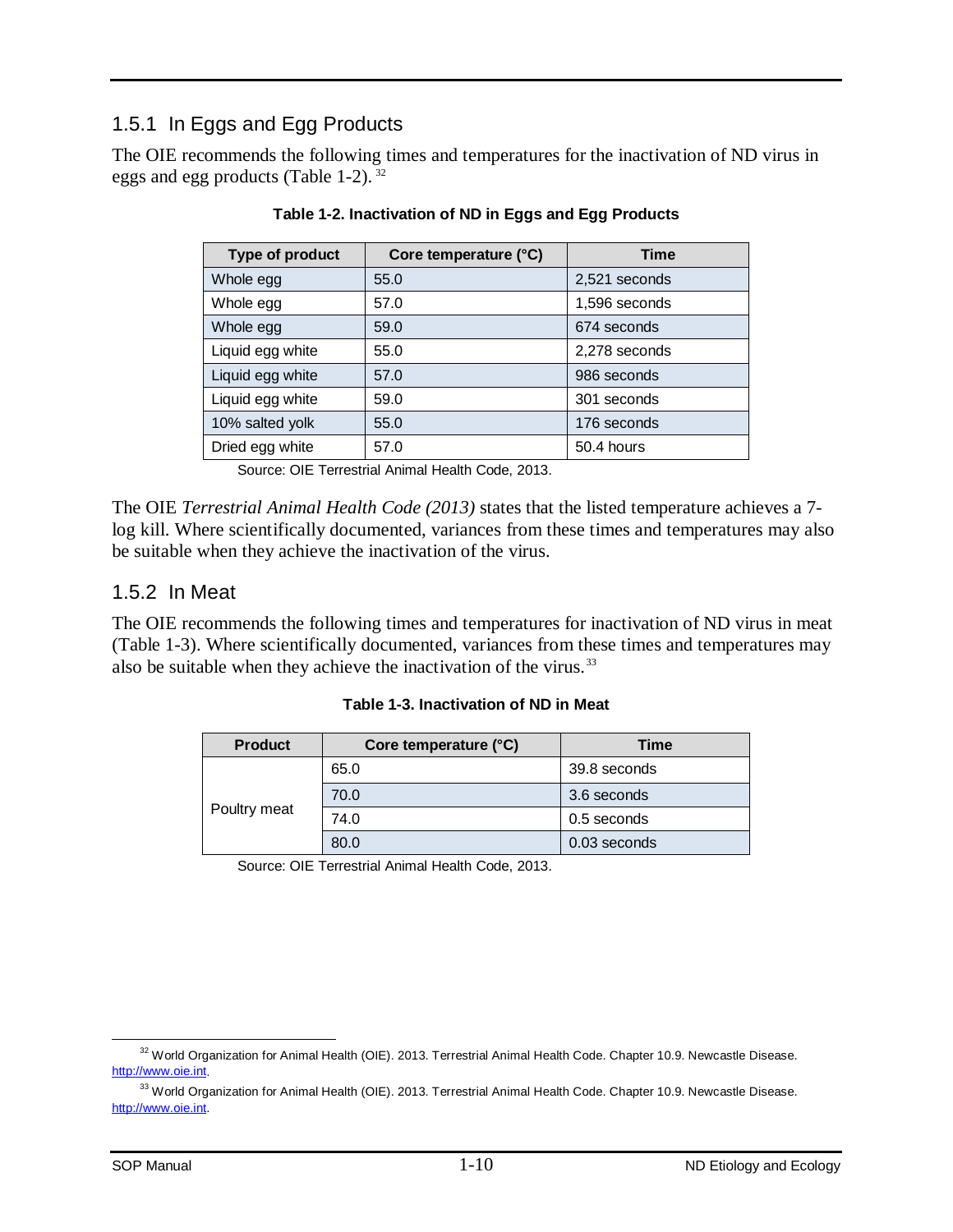### 1.5.1 In Eggs and Egg Products

The OIE recommends the following times and temperatures for the inactivation of ND virus in eggs and egg products (Table 1-2). [32]

**Table 1-2. Inactivation of ND in Eggs and Egg Products**

| Type of product | Core temperature (°C) | Time |
|---|---|---|
| Whole egg | 55.0 | 2,521 seconds |
| Whole egg | 57.0 | 1,596 seconds |
| Whole egg | 59.0 | 674 seconds |
| Liquid egg white | 55.0 | 2,278 seconds |
| Liquid egg white | 57.0 | 986 seconds |
| Liquid egg white | 59.0 | 301 seconds |
| 10% salted yolk | 55.0 | 176 seconds |
| Dried egg white | 57.0 | 50.4 hours |

Source: OIE Terrestrial Animal Health Code, 2013.

The OIE *Terrestrial Animal Health Code (2013)* states that the listed temperature achieves a 7-log kill. Where scientifically documented, variances from these times and temperatures may also be suitable when they achieve the inactivation of the virus.

### 1.5.2 In Meat

The OIE recommends the following times and temperatures for inactivation of ND virus in meat (Table 1-3). Where scientifically documented, variances from these times and temperatures may also be suitable when they achieve the inactivation of the virus.[33]

**Table 1-3. Inactivation of ND in Meat**

| Product | Core temperature (°C) | Time |
|---|---|---|
| Poultry meat | 65.0 | 39.8 seconds |
| | 70.0 | 3.6 seconds |
| | 74.0 | 0.5 seconds |
| | 80.0 | 0.03 seconds |

Source: OIE Terrestrial Animal Health Code, 2013.

---

[32] World Organization for Animal Health (OIE). 2013. Terrestrial Animal Health Code. Chapter 10.9. Newcastle Disease. http://www.oie.int.

[33] World Organization for Animal Health (OIE). 2013. Terrestrial Animal Health Code. Chapter 10.9. Newcastle Disease. http://www.oie.int.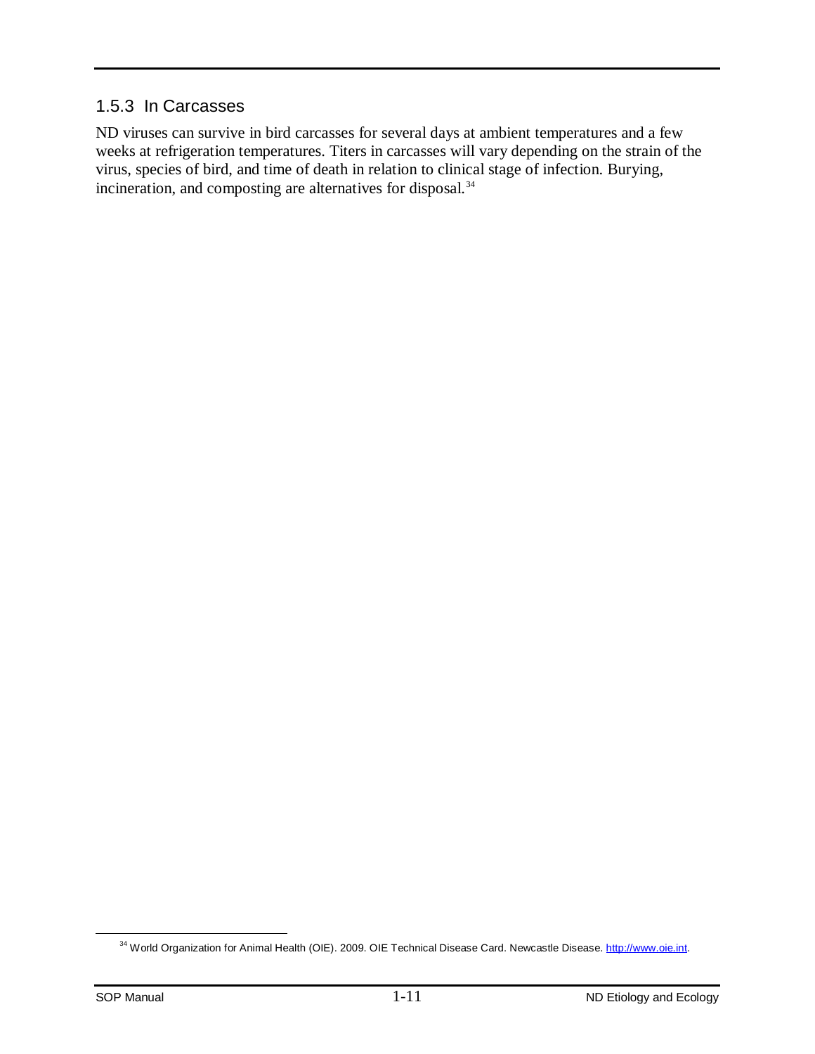### 1.5.3 In Carcasses

ND viruses can survive in bird carcasses for several days at ambient temperatures and a few weeks at refrigeration temperatures. Titers in carcasses will vary depending on the strain of the virus, species of bird, and time of death in relation to clinical stage of infection. Burying, incineration, and composting are alternatives for disposal.[34]

---

[34] World Organization for Animal Health (OIE). 2009. OIE Technical Disease Card. Newcastle Disease. http://www.oie.int.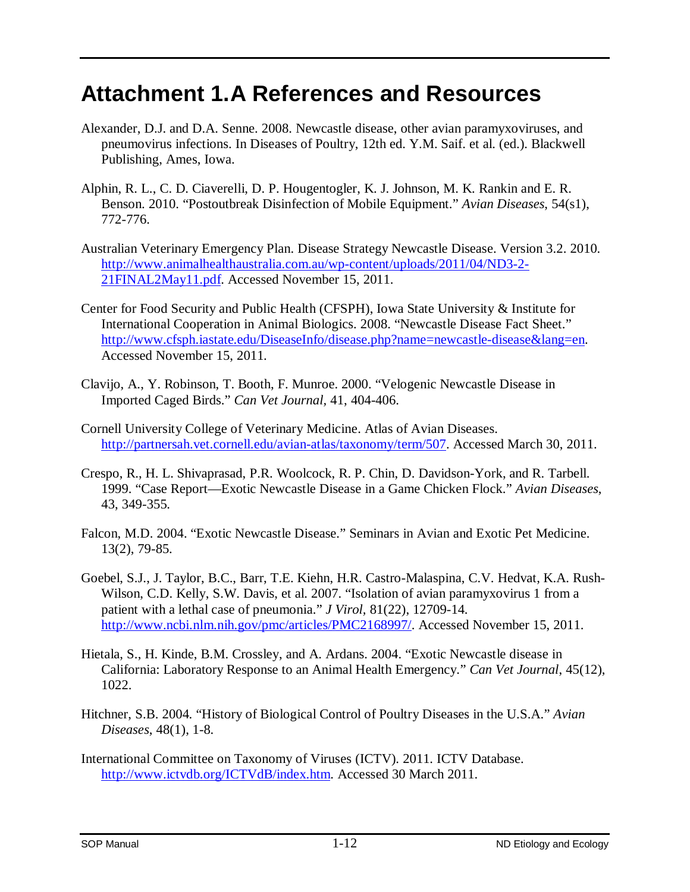# Attachment 1.A References and Resources

Alexander, D.J. and D.A. Senne. 2008. Newcastle disease, other avian paramyxoviruses, and pneumovirus infections. In Diseases of Poultry, 12th ed. Y.M. Saif. et al. (ed.). Blackwell Publishing, Ames, Iowa.

Alphin, R. L., C. D. Ciaverelli, D. P. Hougentogler, K. J. Johnson, M. K. Rankin and E. R. Benson. 2010. "Postoutbreak Disinfection of Mobile Equipment." *Avian Diseases*, 54(s1), 772-776.

Australian Veterinary Emergency Plan. Disease Strategy Newcastle Disease. Version 3.2. 2010. [http://www.animalhealthaustralia.com.au/wp-content/uploads/2011/04/ND3-2-21FINAL2May11.pdf](http://www.animalhealthaustralia.com.au/wp-content/uploads/2011/04/ND3-2-21FINAL2May11.pdf). Accessed November 15, 2011.

Center for Food Security and Public Health (CFSPH), Iowa State University & Institute for International Cooperation in Animal Biologics. 2008. "Newcastle Disease Fact Sheet." [http://www.cfsph.iastate.edu/DiseaseInfo/disease.php?name=newcastle-disease&lang=en](http://www.cfsph.iastate.edu/DiseaseInfo/disease.php?name=newcastle-disease&lang=en). Accessed November 15, 2011.

Clavijo, A., Y. Robinson, T. Booth, F. Munroe. 2000. "Velogenic Newcastle Disease in Imported Caged Birds." *Can Vet Journal*, 41, 404-406.

Cornell University College of Veterinary Medicine. Atlas of Avian Diseases. [http://partnersah.vet.cornell.edu/avian-atlas/taxonomy/term/507](http://partnersah.vet.cornell.edu/avian-atlas/taxonomy/term/507). Accessed March 30, 2011.

Crespo, R., H. L. Shivaprasad, P.R. Woolcock, R. P. Chin, D. Davidson-York, and R. Tarbell. 1999. "Case Report—Exotic Newcastle Disease in a Game Chicken Flock." *Avian Diseases*, 43, 349-355.

Falcon, M.D. 2004. "Exotic Newcastle Disease." Seminars in Avian and Exotic Pet Medicine. 13(2), 79-85.

Goebel, S.J., J. Taylor, B.C., Barr, T.E. Kiehn, H.R. Castro-Malaspina, C.V. Hedvat, K.A. Rush-Wilson, C.D. Kelly, S.W. Davis, et al. 2007. "Isolation of avian paramyxovirus 1 from a patient with a lethal case of pneumonia." *J Virol*, 81(22), 12709-14. [http://www.ncbi.nlm.nih.gov/pmc/articles/PMC2168997/](http://www.ncbi.nlm.nih.gov/pmc/articles/PMC2168997/). Accessed November 15, 2011.

Hietala, S., H. Kinde, B.M. Crossley, and A. Ardans. 2004. "Exotic Newcastle disease in California: Laboratory Response to an Animal Health Emergency." *Can Vet Journal*, 45(12), 1022.

Hitchner, S.B. 2004. "History of Biological Control of Poultry Diseases in the U.S.A." *Avian Diseases*, 48(1), 1-8.

International Committee on Taxonomy of Viruses (ICTV). 2011. ICTV Database. [http://www.ictvdb.org/ICTVdB/index.htm](http://www.ictvdb.org/ICTVdB/index.htm). Accessed 30 March 2011.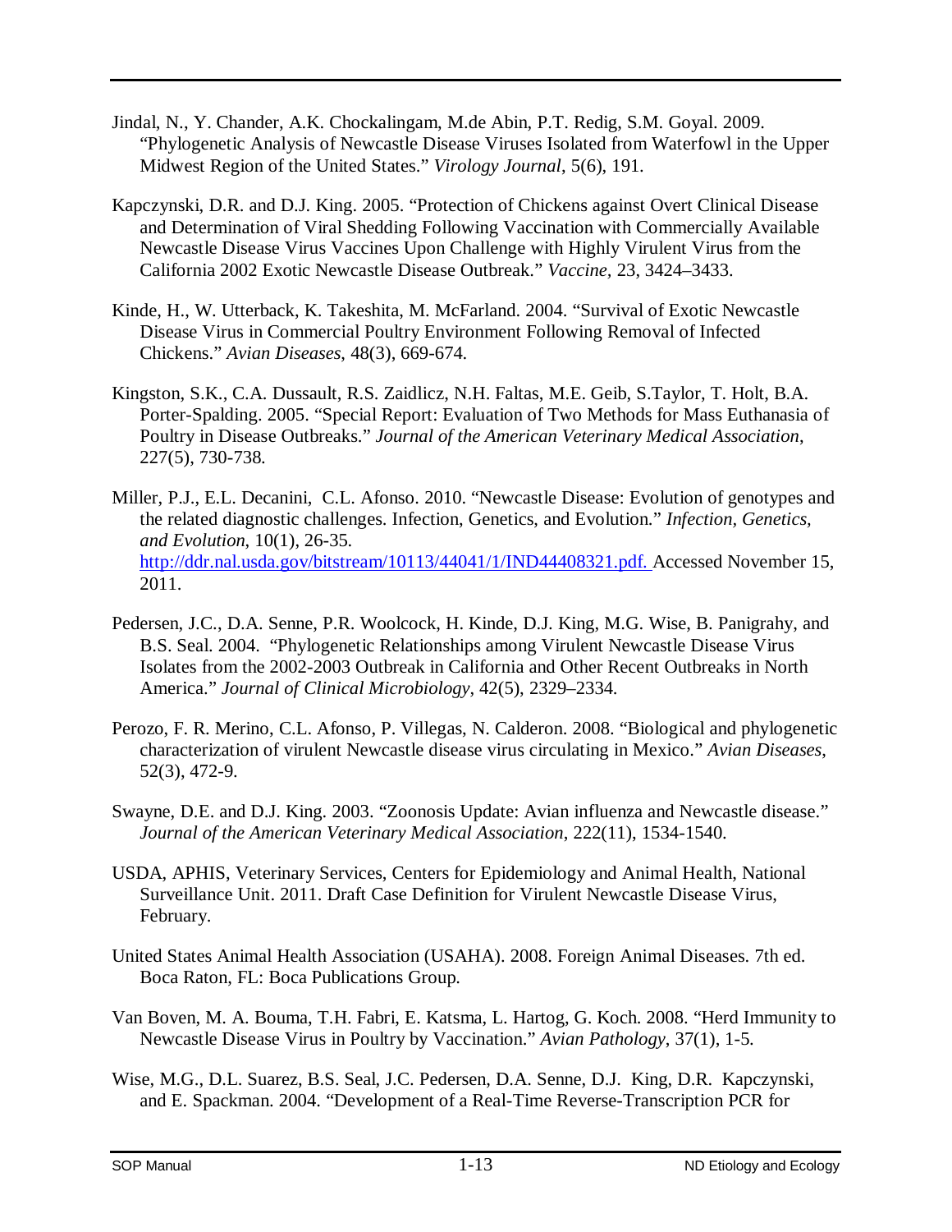Jindal, N., Y. Chander, A.K. Chockalingam, M.de Abin, P.T. Redig, S.M. Goyal. 2009. "Phylogenetic Analysis of Newcastle Disease Viruses Isolated from Waterfowl in the Upper Midwest Region of the United States." *Virology Journal*, 5(6), 191.

Kapczynski, D.R. and D.J. King. 2005. "Protection of Chickens against Overt Clinical Disease and Determination of Viral Shedding Following Vaccination with Commercially Available Newcastle Disease Virus Vaccines Upon Challenge with Highly Virulent Virus from the California 2002 Exotic Newcastle Disease Outbreak." *Vaccine*, 23, 3424–3433.

Kinde, H., W. Utterback, K. Takeshita, M. McFarland. 2004. "Survival of Exotic Newcastle Disease Virus in Commercial Poultry Environment Following Removal of Infected Chickens." *Avian Diseases*, 48(3), 669-674.

Kingston, S.K., C.A. Dussault, R.S. Zaidlicz, N.H. Faltas, M.E. Geib, S.Taylor, T. Holt, B.A. Porter-Spalding. 2005. "Special Report: Evaluation of Two Methods for Mass Euthanasia of Poultry in Disease Outbreaks." *Journal of the American Veterinary Medical Association*, 227(5), 730-738.

Miller, P.J., E.L. Decanini, C.L. Afonso. 2010. "Newcastle Disease: Evolution of genotypes and the related diagnostic challenges. Infection, Genetics, and Evolution." *Infection, Genetics, and Evolution*, 10(1), 26-35. http://ddr.nal.usda.gov/bitstream/10113/44041/1/IND44408321.pdf. Accessed November 15, 2011.

Pedersen, J.C., D.A. Senne, P.R. Woolcock, H. Kinde, D.J. King, M.G. Wise, B. Panigrahy, and B.S. Seal. 2004. "Phylogenetic Relationships among Virulent Newcastle Disease Virus Isolates from the 2002-2003 Outbreak in California and Other Recent Outbreaks in North America." *Journal of Clinical Microbiology*, 42(5), 2329–2334.

Perozo, F. R. Merino, C.L. Afonso, P. Villegas, N. Calderon. 2008. "Biological and phylogenetic characterization of virulent Newcastle disease virus circulating in Mexico." *Avian Diseases*, 52(3), 472-9.

Swayne, D.E. and D.J. King. 2003. "Zoonosis Update: Avian influenza and Newcastle disease." *Journal of the American Veterinary Medical Association*, 222(11), 1534-1540.

USDA, APHIS, Veterinary Services, Centers for Epidemiology and Animal Health, National Surveillance Unit. 2011. Draft Case Definition for Virulent Newcastle Disease Virus, February.

United States Animal Health Association (USAHA). 2008. Foreign Animal Diseases. 7th ed. Boca Raton, FL: Boca Publications Group.

Van Boven, M. A. Bouma, T.H. Fabri, E. Katsma, L. Hartog, G. Koch. 2008. "Herd Immunity to Newcastle Disease Virus in Poultry by Vaccination." *Avian Pathology*, 37(1), 1-5.

Wise, M.G., D.L. Suarez, B.S. Seal, J.C. Pedersen, D.A. Senne, D.J. King, D.R. Kapczynski, and E. Spackman. 2004. "Development of a Real-Time Reverse-Transcription PCR for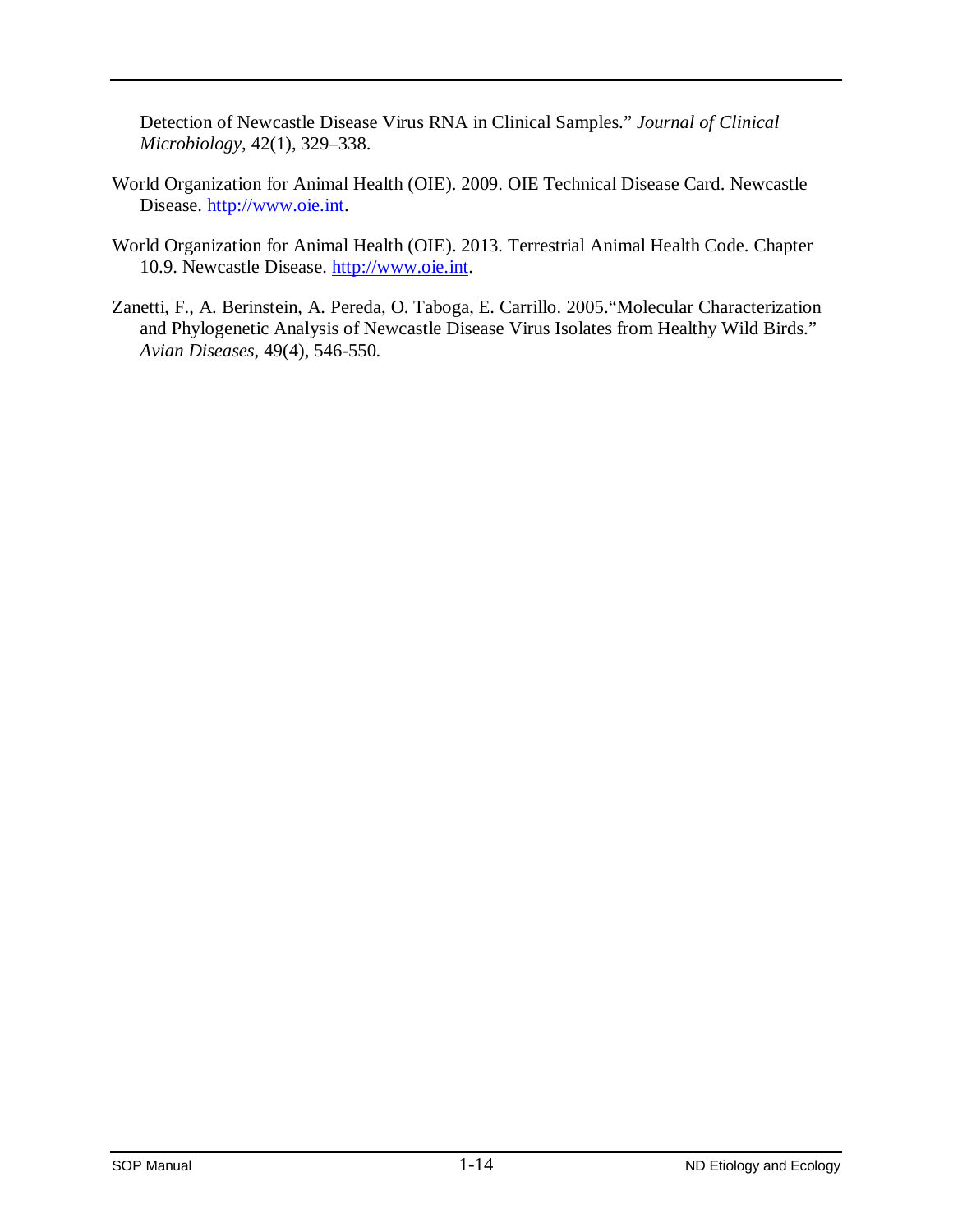Detection of Newcastle Disease Virus RNA in Clinical Samples." *Journal of Clinical Microbiology*, 42(1), 329–338.

World Organization for Animal Health (OIE). 2009. OIE Technical Disease Card. Newcastle Disease. http://www.oie.int.

World Organization for Animal Health (OIE). 2013. Terrestrial Animal Health Code. Chapter 10.9. Newcastle Disease. http://www.oie.int.

Zanetti, F., A. Berinstein, A. Pereda, O. Taboga, E. Carrillo. 2005."Molecular Characterization and Phylogenetic Analysis of Newcastle Disease Virus Isolates from Healthy Wild Birds." *Avian Diseases*, 49(4), 546-550.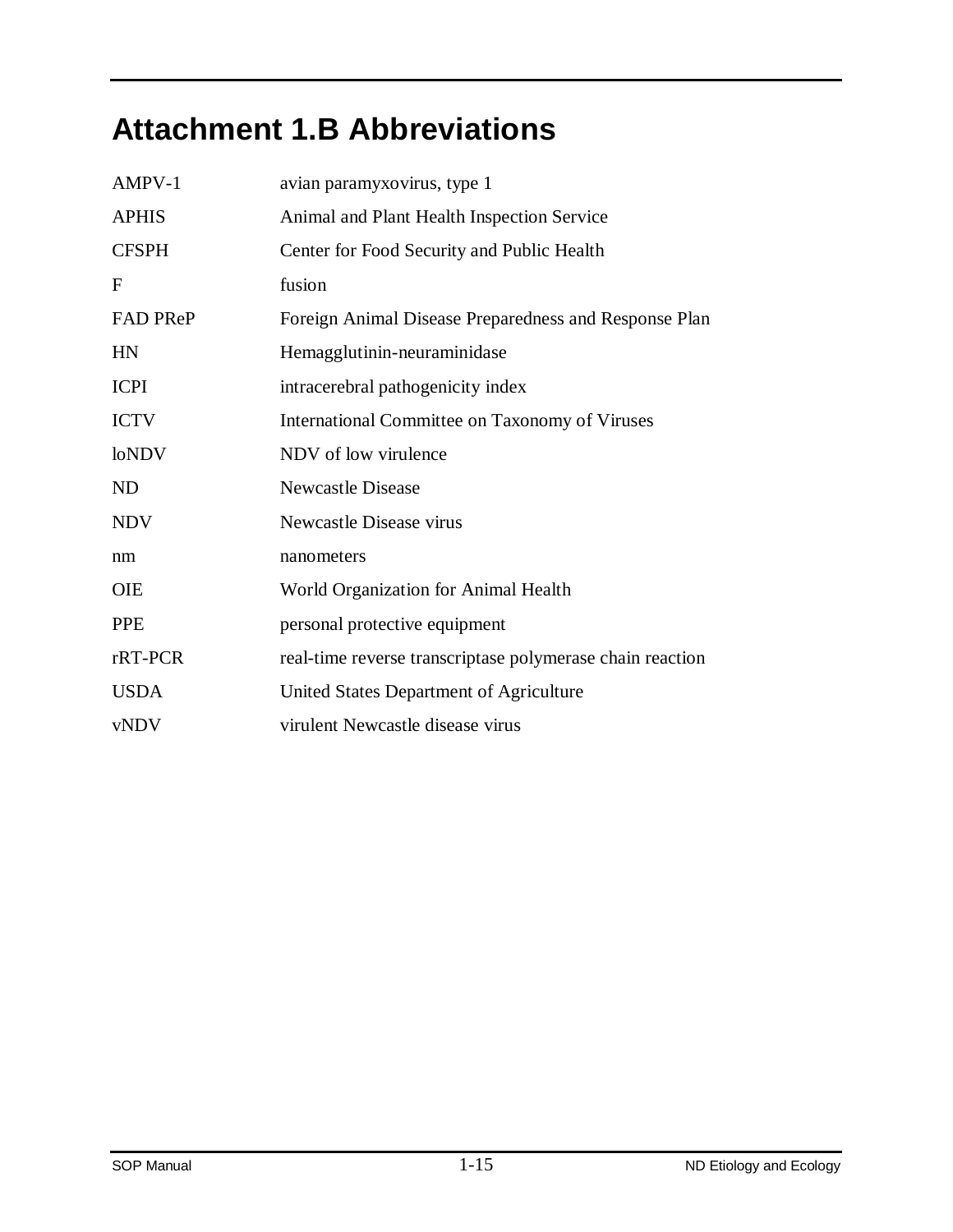# Attachment 1.B Abbreviations

| | |
|---|---|
| AMPV-1 | avian paramyxovirus, type 1 |
| APHIS | Animal and Plant Health Inspection Service |
| CFSPH | Center for Food Security and Public Health |
| F | fusion |
| FAD PReP | Foreign Animal Disease Preparedness and Response Plan |
| HN | Hemagglutinin-neuraminidase |
| ICPI | intracerebral pathogenicity index |
| ICTV | International Committee on Taxonomy of Viruses |
| loNDV | NDV of low virulence |
| ND | Newcastle Disease |
| NDV | Newcastle Disease virus |
| nm | nanometers |
| OIE | World Organization for Animal Health |
| PPE | personal protective equipment |
| rRT-PCR | real-time reverse transcriptase polymerase chain reaction |
| USDA | United States Department of Agriculture |
| vNDV | virulent Newcastle disease virus |